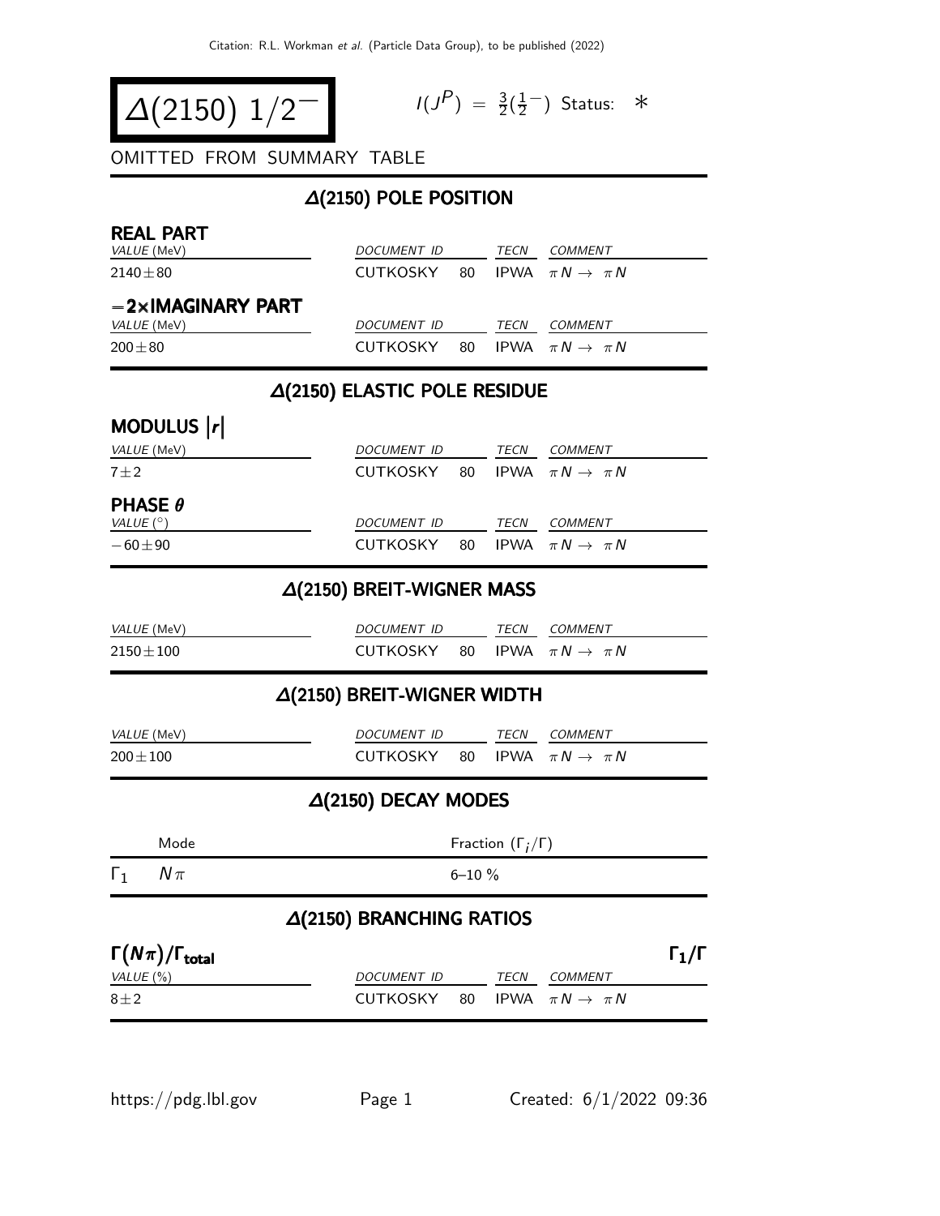# $\Delta(2150)$ $1/2^-$

$I(J^P) = \frac{3}{2}(\frac{1}{2}^-)$ Status: $*$

OMITTED FROM SUMMARY TABLE

## $\Delta(2150)$ POLE POSITION

### REAL PART

| VALUE (MeV) | DOCUMENT ID | | TECN | COMMENT |
|---|---|---|---|---|
| $2140 \pm 80$ | CUTKOSKY | 80 | IPWA | $\pi N \to \pi N$ |

### $-2\times$IMAGINARY PART

| VALUE (MeV) | DOCUMENT ID | | TECN | COMMENT |
|---|---|---|---|---|
| $200 \pm 80$ | CUTKOSKY | 80 | IPWA | $\pi N \to \pi N$ |

## $\Delta(2150)$ ELASTIC POLE RESIDUE

### MODULUS $|r|$

| VALUE (MeV) | DOCUMENT ID | | TECN | COMMENT |
|---|---|---|---|---|
| $7 \pm 2$ | CUTKOSKY | 80 | IPWA | $\pi N \to \pi N$ |

### PHASE $\theta$

| VALUE ($^\circ$) | DOCUMENT ID | | TECN | COMMENT |
|---|---|---|---|---|
| $-60 \pm 90$ | CUTKOSKY | 80 | IPWA | $\pi N \to \pi N$ |

## $\Delta(2150)$ BREIT-WIGNER MASS

| VALUE (MeV) | DOCUMENT ID | | TECN | COMMENT |
|---|---|---|---|---|
| $2150 \pm 100$ | CUTKOSKY | 80 | IPWA | $\pi N \to \pi N$ |

## $\Delta(2150)$ BREIT-WIGNER WIDTH

| VALUE (MeV) | DOCUMENT ID | | TECN | COMMENT |
|---|---|---|---|---|
| $200 \pm 100$ | CUTKOSKY | 80 | IPWA | $\pi N \to \pi N$ |

## $\Delta(2150)$ DECAY MODES

| | Mode | Fraction ($\Gamma_i/\Gamma$) |
|---|---|---|
| $\Gamma_1$ | $N\pi$ | 6–10 % |

## $\Delta(2150)$ BRANCHING RATIOS

### $\Gamma(N\pi)/\Gamma_{\text{total}}$ $\qquad \Gamma_1/\Gamma$

| VALUE (%) | DOCUMENT ID | | TECN | COMMENT |
|---|---|---|---|---|
| $8 \pm 2$ | CUTKOSKY | 80 | IPWA | $\pi N \to \pi N$ |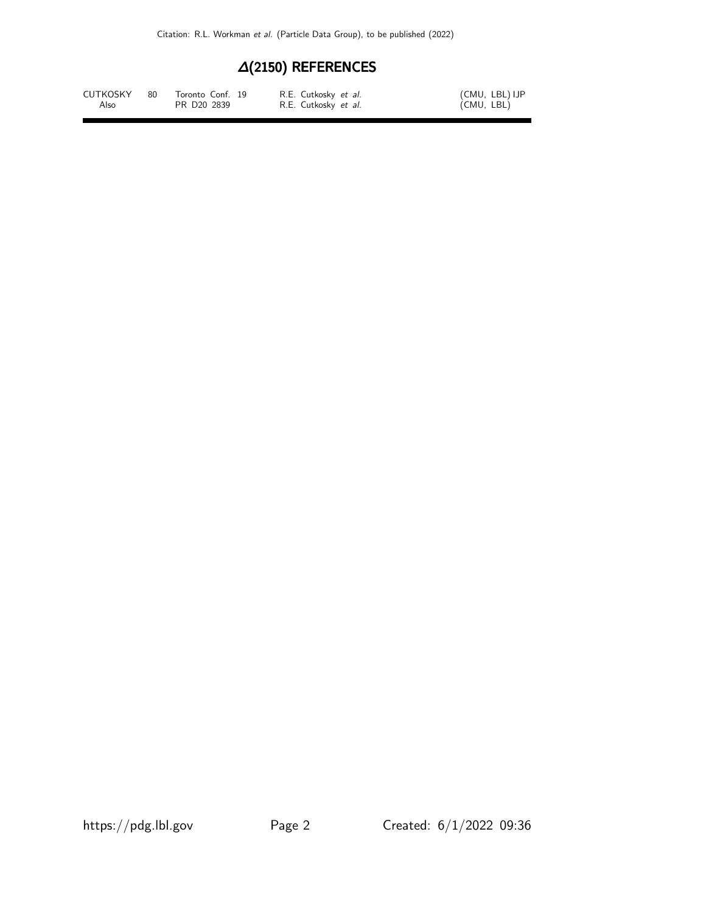## $\Delta$(2150) REFERENCES

| | | | | |
|---|---|---|---|---|
| CUTKOSKY | 80 | Toronto Conf. 19 | R.E. Cutkosky *et al.* | (CMU, LBL) IJP |
| Also | | PR D20 2839 | R.E. Cutkosky *et al.* | (CMU, LBL) |